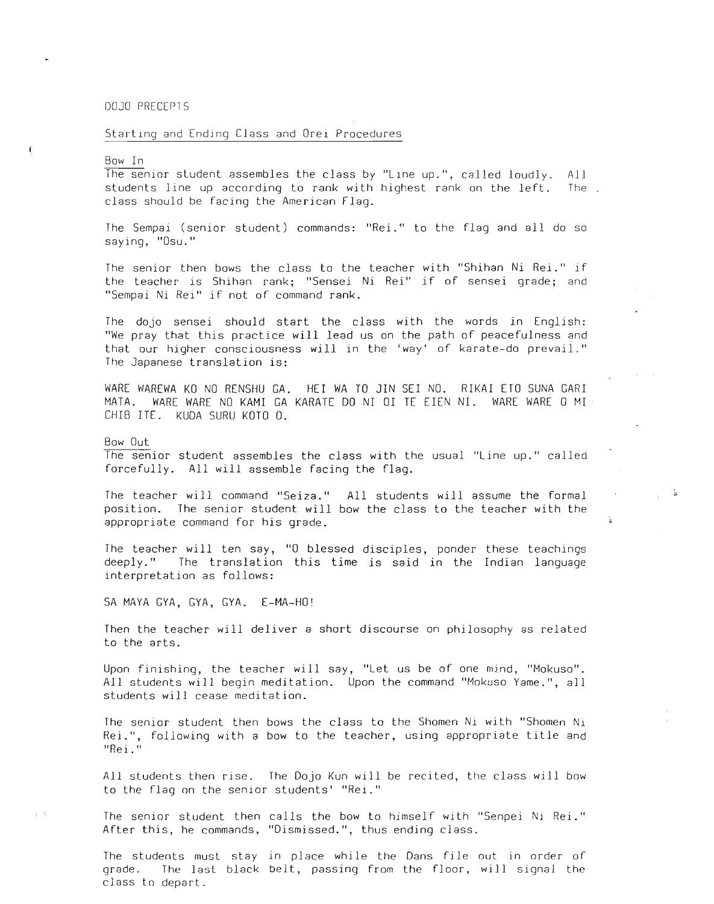DOJO PRECEPTS

## Starting and Ending Class and Orei Procedures

### Bow In

The senior student assembles the class by "Line up.", called loudly. All students line up according to rank with highest rank on the left. The class should be facing the American Flag.

The Sempai (senior student) commands: "Rei." to the flag and all do so saying, "Osu."

The senior then bows the class to the teacher with "Shihan Ni Rei." if the teacher is Shihan rank; "Sensei Ni Rei" if of sensei grade; and "Sempai Ni Rei" if not of command rank.

The dojo sensei should start the class with the words in English: "We pray that this practice will lead us on the path of peacefulness and that our higher consciousness will in the 'way' of karate-do prevail." The Japanese translation is:

WARE WAREWA KO NO RENSHU GA. HEI WA TO JIN SEI NO. RIKAI ETO SUNA GARI MATA. WARE WARE NO KAMI GA KARATE DO NI OI TE EIEN NI. WARE WARE O MI CHIB ITE. KUDA SURU KOTO O.

### Bow Out

The senior student assembles the class with the usual "Line up." called forcefully. All will assemble facing the flag.

The teacher will command "Seiza." All students will assume the formal position. The senior student will bow the class to the teacher with the appropriate command for his grade.

The teacher will ten say, "O blessed disciples, ponder these teachings deeply." The translation this time is said in the Indian language interpretation as follows:

SA MAYA GYA, GYA, GYA. E-MA-HO!

Then the teacher will deliver a short discourse on philosophy as related to the arts.

Upon finishing, the teacher will say, "Let us be of one mind, "Mokuso". All students will begin meditation. Upon the command "Mokuso Yame.", all students will cease meditation.

The senior student then bows the class to the Shomen Ni with "Shomen Ni Rei.", following with a bow to the teacher, using appropriate title and "Rei."

All students then rise. The Dojo Kun will be recited, the class will bow to the flag on the senior students' "Rei."

The senior student then calls the bow to himself with "Senpei Ni Rei." After this, he commands, "Dismissed.", thus ending class.

The students must stay in place while the Dans file out in order of grade. The last black belt, passing from the floor, will signal the class to depart.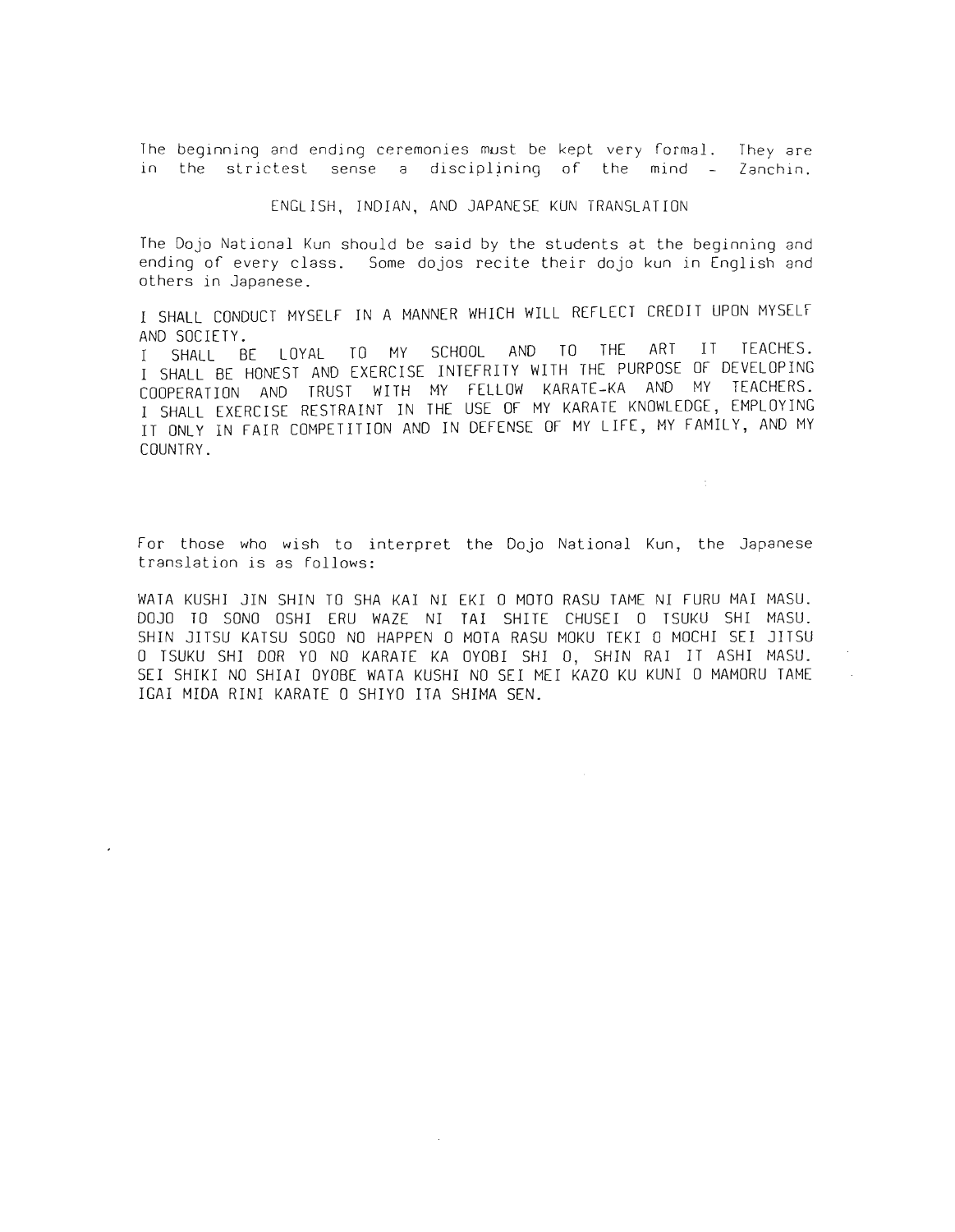The beginning and ending ceremonies must be kept very formal. They are in the strictest sense a disciplining of the mind - Zanchin.

## ENGLISH, INDIAN, AND JAPANESE KUN TRANSLATION

The Dojo National Kun should be said by the students at the beginning and ending of every class. Some dojos recite their dojo kun in English and others in Japanese.

I SHALL CONDUCT MYSELF IN A MANNER WHICH WILL REFLECT CREDIT UPON MYSELF AND SOCIETY.
I SHALL BE LOYAL TO MY SCHOOL AND TO THE ART IT TEACHES.
I SHALL BE HONEST AND EXERCISE INTEFRITY WITH THE PURPOSE OF DEVELOPING COOPERATION AND TRUST WITH MY FELLOW KARATE-KA AND MY TEACHERS.
I SHALL EXERCISE RESTRAINT IN THE USE OF MY KARATE KNOWLEDGE, EMPLOYING IT ONLY IN FAIR COMPETITION AND IN DEFENSE OF MY LIFE, MY FAMILY, AND MY COUNTRY.

For those who wish to interpret the Dojo National Kun, the Japanese translation is as follows:

WATA KUSHI JIN SHIN TO SHA KAI NI EKI O MOTO RASU TAME NI FURU MAI MASU.
DOJO TO SONO OSHI ERU WAZE NI TAI SHITE CHUSEI O TSUKU SHI MASU.
SHIN JITSU KATSU SOGO NO HAPPEN O MOTA RASU MOKU TEKI O MOCHI SEI JITSU O TSUKU SHI DOR YO NO KARATE KA OYOBI SHI O, SHIN RAI IT ASHI MASU.
SEI SHIKI NO SHIAI OYOBE WATA KUSHI NO SEI MEI KAZO KU KUNI O MAMORU TAME IGAI MIDA RINI KARATE O SHIYO ITA SHIMA SEN.